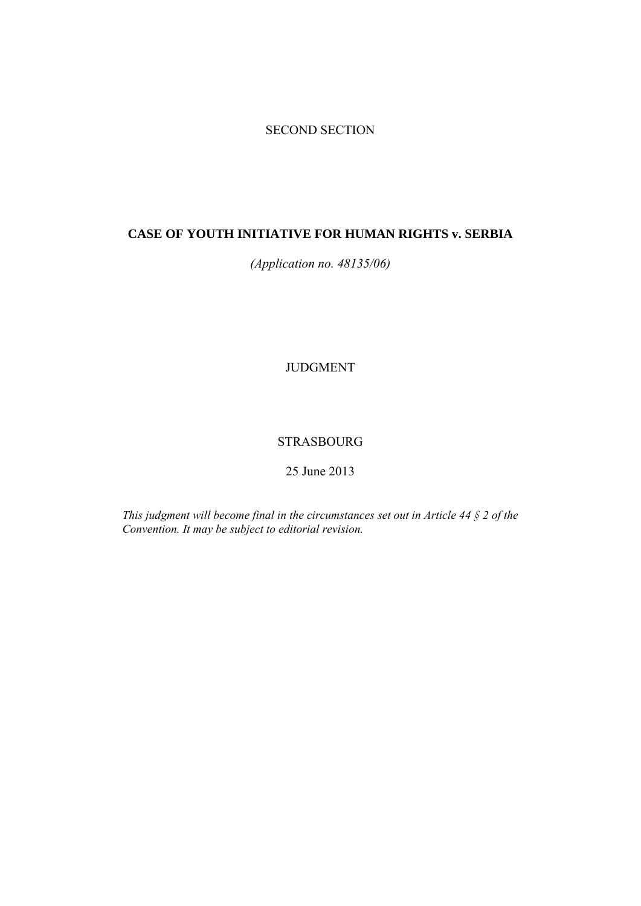SECOND SECTION

# CASE OF YOUTH INITIATIVE FOR HUMAN RIGHTS v. SERBIA

*(Application no. 48135/06)*

JUDGMENT

STRASBOURG

25 June 2013

*This judgment will become final in the circumstances set out in Article 44 § 2 of the Convention. It may be subject to editorial revision.*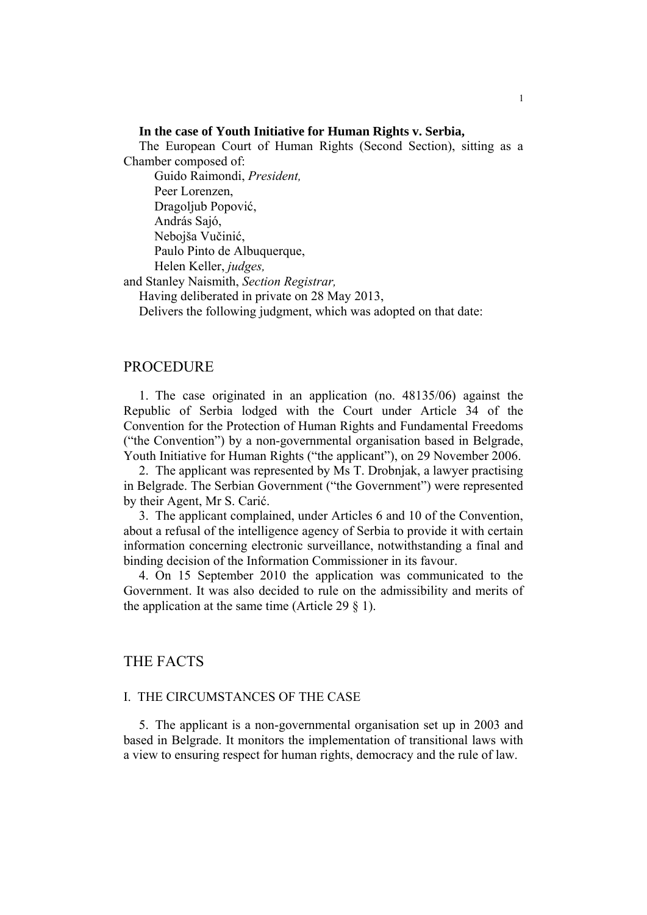**In the case of Youth Initiative for Human Rights v. Serbia,**

The European Court of Human Rights (Second Section), sitting as a Chamber composed of:

Guido Raimondi, *President,*
Peer Lorenzen,
Dragoljub Popović,
András Sajó,
Nebojša Vučinić,
Paulo Pinto de Albuquerque,
Helen Keller, *judges,*
and Stanley Naismith, *Section Registrar,*

Having deliberated in private on 28 May 2013,

Delivers the following judgment, which was adopted on that date:

# PROCEDURE

1. The case originated in an application (no. 48135/06) against the Republic of Serbia lodged with the Court under Article 34 of the Convention for the Protection of Human Rights and Fundamental Freedoms ("the Convention") by a non-governmental organisation based in Belgrade, Youth Initiative for Human Rights ("the applicant"), on 29 November 2006.

2. The applicant was represented by Ms T. Drobnjak, a lawyer practising in Belgrade. The Serbian Government ("the Government") were represented by their Agent, Mr S. Carić.

3. The applicant complained, under Articles 6 and 10 of the Convention, about a refusal of the intelligence agency of Serbia to provide it with certain information concerning electronic surveillance, notwithstanding a final and binding decision of the Information Commissioner in its favour.

4. On 15 September 2010 the application was communicated to the Government. It was also decided to rule on the admissibility and merits of the application at the same time (Article 29 § 1).

# THE FACTS

## I. THE CIRCUMSTANCES OF THE CASE

5. The applicant is a non-governmental organisation set up in 2003 and based in Belgrade. It monitors the implementation of transitional laws with a view to ensuring respect for human rights, democracy and the rule of law.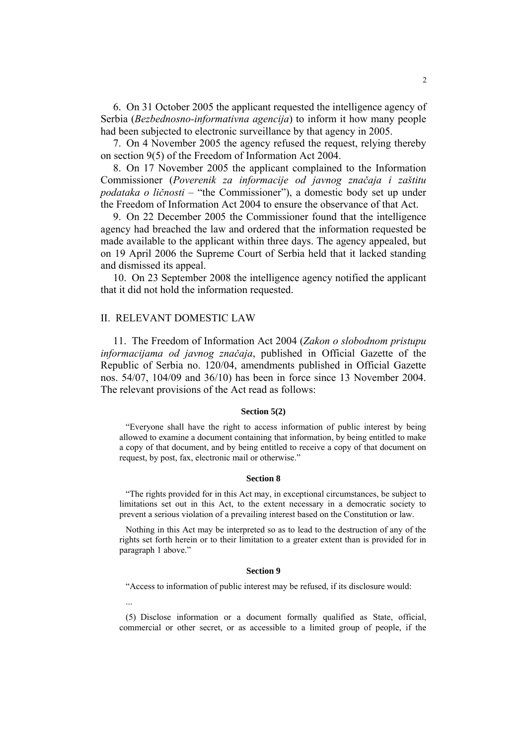6. On 31 October 2005 the applicant requested the intelligence agency of Serbia (*Bezbednosno-informativna agencija*) to inform it how many people had been subjected to electronic surveillance by that agency in 2005.

7. On 4 November 2005 the agency refused the request, relying thereby on section 9(5) of the Freedom of Information Act 2004.

8. On 17 November 2005 the applicant complained to the Information Commissioner (*Poverenik za informacije od javnog značaja i zaštitu podataka o ličnosti* – "the Commissioner"), a domestic body set up under the Freedom of Information Act 2004 to ensure the observance of that Act.

9. On 22 December 2005 the Commissioner found that the intelligence agency had breached the law and ordered that the information requested be made available to the applicant within three days. The agency appealed, but on 19 April 2006 the Supreme Court of Serbia held that it lacked standing and dismissed its appeal.

10. On 23 September 2008 the intelligence agency notified the applicant that it did not hold the information requested.

## II. RELEVANT DOMESTIC LAW

11. The Freedom of Information Act 2004 (*Zakon o slobodnom pristupu informacijama od javnog značaja*, published in Official Gazette of the Republic of Serbia no. 120/04, amendments published in Official Gazette nos. 54/07, 104/09 and 36/10) has been in force since 13 November 2004. The relevant provisions of the Act read as follows:

**Section 5(2)**

"Everyone shall have the right to access information of public interest by being allowed to examine a document containing that information, by being entitled to make a copy of that document, and by being entitled to receive a copy of that document on request, by post, fax, electronic mail or otherwise."

**Section 8**

"The rights provided for in this Act may, in exceptional circumstances, be subject to limitations set out in this Act, to the extent necessary in a democratic society to prevent a serious violation of a prevailing interest based on the Constitution or law.

Nothing in this Act may be interpreted so as to lead to the destruction of any of the rights set forth herein or to their limitation to a greater extent than is provided for in paragraph 1 above."

**Section 9**

"Access to information of public interest may be refused, if its disclosure would:

...

(5) Disclose information or a document formally qualified as State, official, commercial or other secret, or as accessible to a limited group of people, if the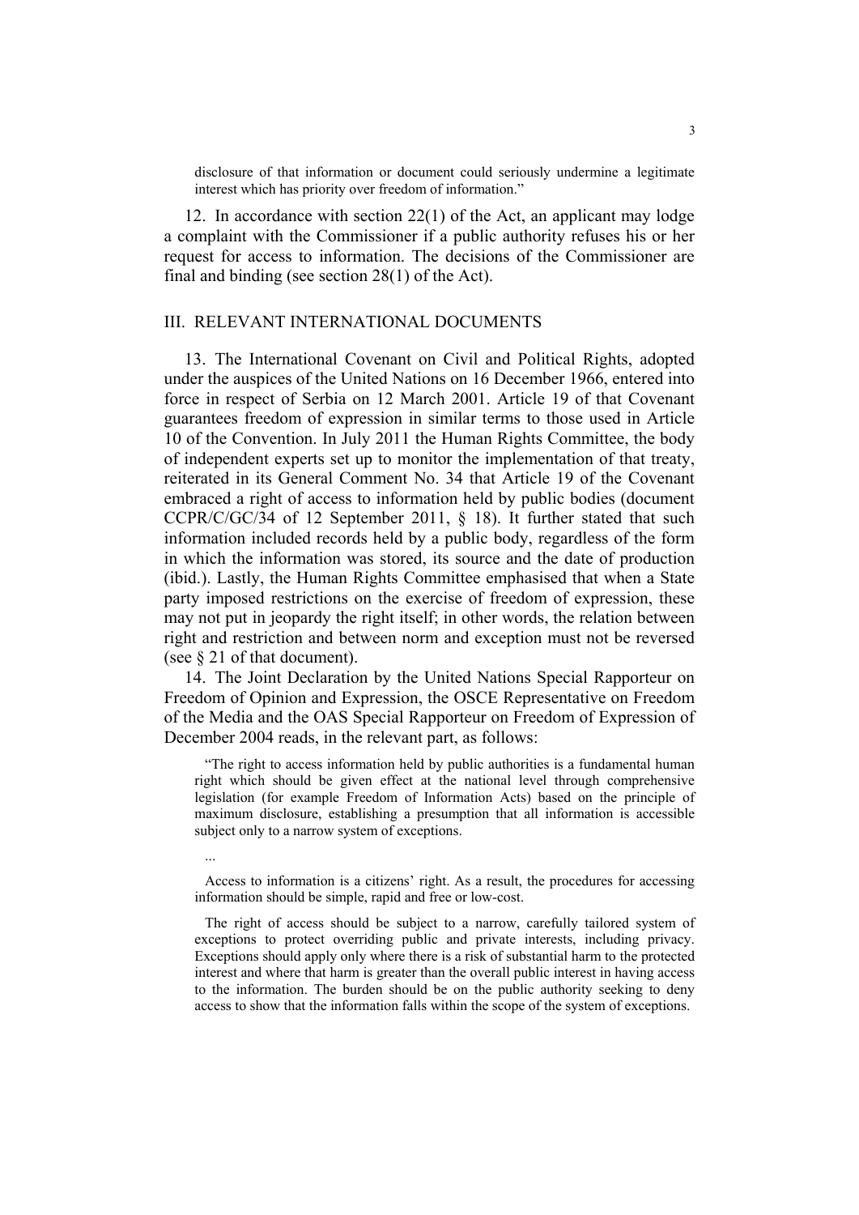> disclosure of that information or document could seriously undermine a legitimate interest which has priority over freedom of information."

12. In accordance with section 22(1) of the Act, an applicant may lodge a complaint with the Commissioner if a public authority refuses his or her request for access to information. The decisions of the Commissioner are final and binding (see section 28(1) of the Act).

## III. RELEVANT INTERNATIONAL DOCUMENTS

13. The International Covenant on Civil and Political Rights, adopted under the auspices of the United Nations on 16 December 1966, entered into force in respect of Serbia on 12 March 2001. Article 19 of that Covenant guarantees freedom of expression in similar terms to those used in Article 10 of the Convention. In July 2011 the Human Rights Committee, the body of independent experts set up to monitor the implementation of that treaty, reiterated in its General Comment No. 34 that Article 19 of the Covenant embraced a right of access to information held by public bodies (document CCPR/C/GC/34 of 12 September 2011, § 18). It further stated that such information included records held by a public body, regardless of the form in which the information was stored, its source and the date of production (ibid.). Lastly, the Human Rights Committee emphasised that when a State party imposed restrictions on the exercise of freedom of expression, these may not put in jeopardy the right itself; in other words, the relation between right and restriction and between norm and exception must not be reversed (see § 21 of that document).

14. The Joint Declaration by the United Nations Special Rapporteur on Freedom of Opinion and Expression, the OSCE Representative on Freedom of the Media and the OAS Special Rapporteur on Freedom of Expression of December 2004 reads, in the relevant part, as follows:

> "The right to access information held by public authorities is a fundamental human right which should be given effect at the national level through comprehensive legislation (for example Freedom of Information Acts) based on the principle of maximum disclosure, establishing a presumption that all information is accessible subject only to a narrow system of exceptions.
>
> ...
>
> Access to information is a citizens' right. As a result, the procedures for accessing information should be simple, rapid and free or low-cost.
>
> The right of access should be subject to a narrow, carefully tailored system of exceptions to protect overriding public and private interests, including privacy. Exceptions should apply only where there is a risk of substantial harm to the protected interest and where that harm is greater than the overall public interest in having access to the information. The burden should be on the public authority seeking to deny access to show that the information falls within the scope of the system of exceptions.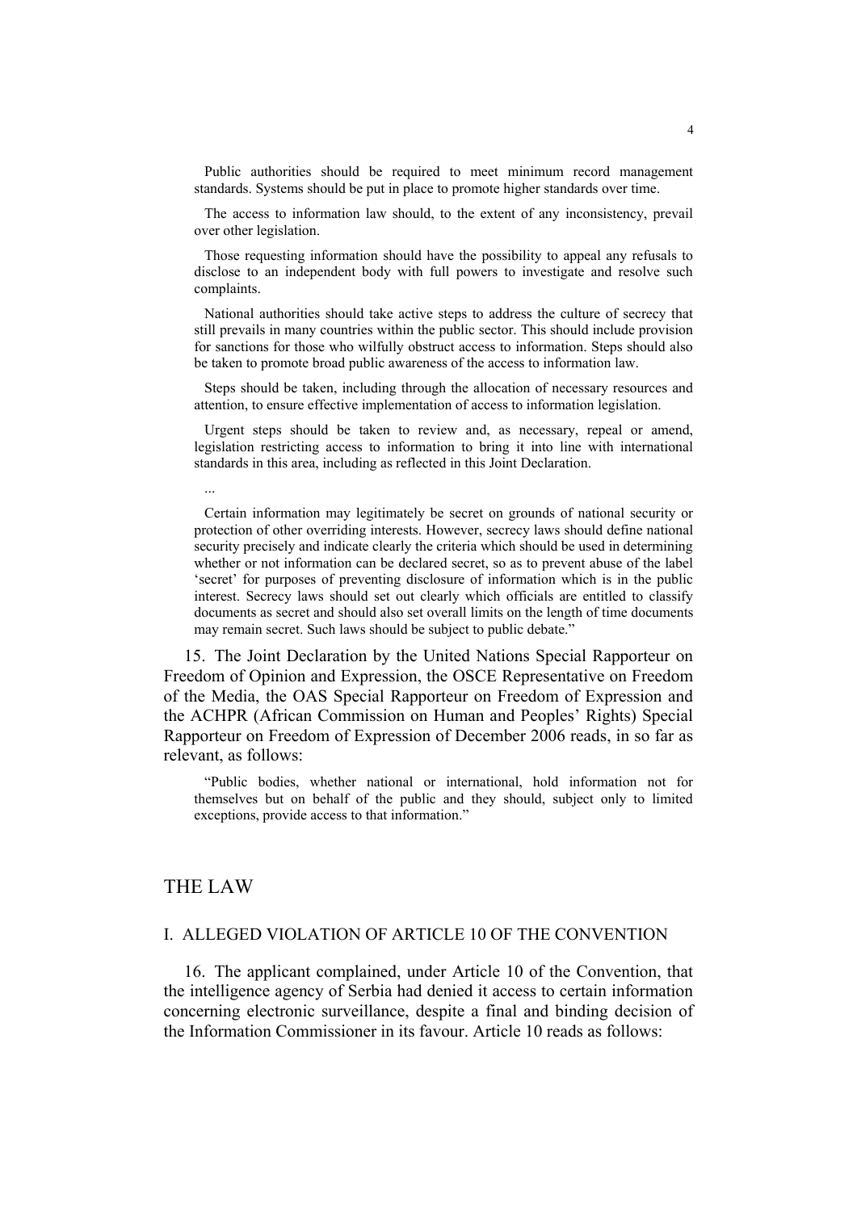Public authorities should be required to meet minimum record management standards. Systems should be put in place to promote higher standards over time.

The access to information law should, to the extent of any inconsistency, prevail over other legislation.

Those requesting information should have the possibility to appeal any refusals to disclose to an independent body with full powers to investigate and resolve such complaints.

National authorities should take active steps to address the culture of secrecy that still prevails in many countries within the public sector. This should include provision for sanctions for those who wilfully obstruct access to information. Steps should also be taken to promote broad public awareness of the access to information law.

Steps should be taken, including through the allocation of necessary resources and attention, to ensure effective implementation of access to information legislation.

Urgent steps should be taken to review and, as necessary, repeal or amend, legislation restricting access to information to bring it into line with international standards in this area, including as reflected in this Joint Declaration.

...

Certain information may legitimately be secret on grounds of national security or protection of other overriding interests. However, secrecy laws should define national security precisely and indicate clearly the criteria which should be used in determining whether or not information can be declared secret, so as to prevent abuse of the label 'secret' for purposes of preventing disclosure of information which is in the public interest. Secrecy laws should set out clearly which officials are entitled to classify documents as secret and should also set overall limits on the length of time documents may remain secret. Such laws should be subject to public debate."

15. The Joint Declaration by the United Nations Special Rapporteur on Freedom of Opinion and Expression, the OSCE Representative on Freedom of the Media, the OAS Special Rapporteur on Freedom of Expression and the ACHPR (African Commission on Human and Peoples' Rights) Special Rapporteur on Freedom of Expression of December 2006 reads, in so far as relevant, as follows:

"Public bodies, whether national or international, hold information not for themselves but on behalf of the public and they should, subject only to limited exceptions, provide access to that information."

## THE LAW

### I. ALLEGED VIOLATION OF ARTICLE 10 OF THE CONVENTION

16. The applicant complained, under Article 10 of the Convention, that the intelligence agency of Serbia had denied it access to certain information concerning electronic surveillance, despite a final and binding decision of the Information Commissioner in its favour. Article 10 reads as follows: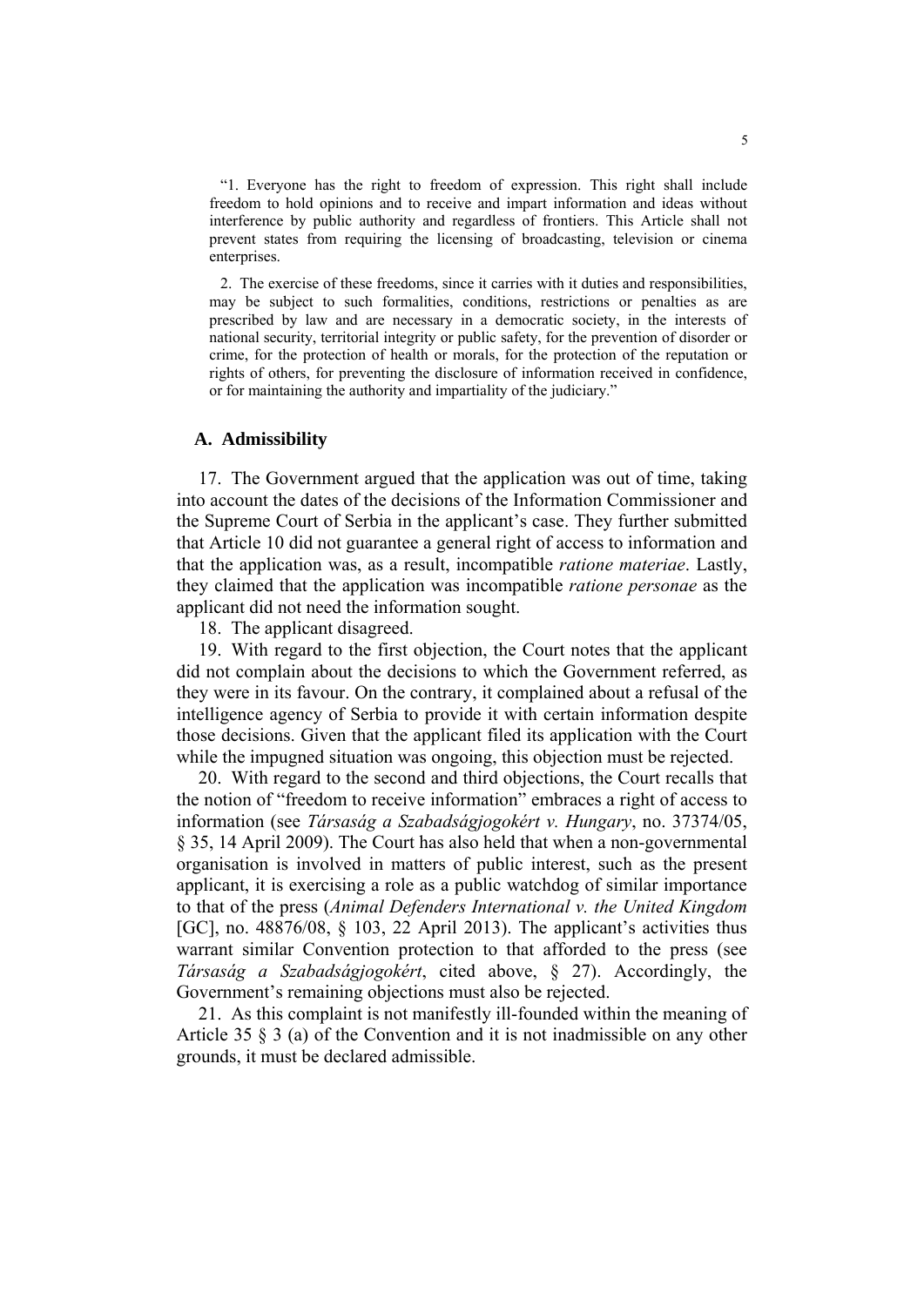"1. Everyone has the right to freedom of expression. This right shall include freedom to hold opinions and to receive and impart information and ideas without interference by public authority and regardless of frontiers. This Article shall not prevent states from requiring the licensing of broadcasting, television or cinema enterprises.

2. The exercise of these freedoms, since it carries with it duties and responsibilities, may be subject to such formalities, conditions, restrictions or penalties as are prescribed by law and are necessary in a democratic society, in the interests of national security, territorial integrity or public safety, for the prevention of disorder or crime, for the protection of health or morals, for the protection of the reputation or rights of others, for preventing the disclosure of information received in confidence, or for maintaining the authority and impartiality of the judiciary."

## A. Admissibility

17. The Government argued that the application was out of time, taking into account the dates of the decisions of the Information Commissioner and the Supreme Court of Serbia in the applicant's case. They further submitted that Article 10 did not guarantee a general right of access to information and that the application was, as a result, incompatible *ratione materiae*. Lastly, they claimed that the application was incompatible *ratione personae* as the applicant did not need the information sought.

18. The applicant disagreed.

19. With regard to the first objection, the Court notes that the applicant did not complain about the decisions to which the Government referred, as they were in its favour. On the contrary, it complained about a refusal of the intelligence agency of Serbia to provide it with certain information despite those decisions. Given that the applicant filed its application with the Court while the impugned situation was ongoing, this objection must be rejected.

20. With regard to the second and third objections, the Court recalls that the notion of "freedom to receive information" embraces a right of access to information (see *Társaság a Szabadságjogokért v. Hungary*, no. 37374/05, § 35, 14 April 2009). The Court has also held that when a non-governmental organisation is involved in matters of public interest, such as the present applicant, it is exercising a role as a public watchdog of similar importance to that of the press (*Animal Defenders International v. the United Kingdom* [GC], no. 48876/08, § 103, 22 April 2013). The applicant's activities thus warrant similar Convention protection to that afforded to the press (see *Társaság a Szabadságjogokért*, cited above, § 27). Accordingly, the Government's remaining objections must also be rejected.

21. As this complaint is not manifestly ill-founded within the meaning of Article 35 § 3 (a) of the Convention and it is not inadmissible on any other grounds, it must be declared admissible.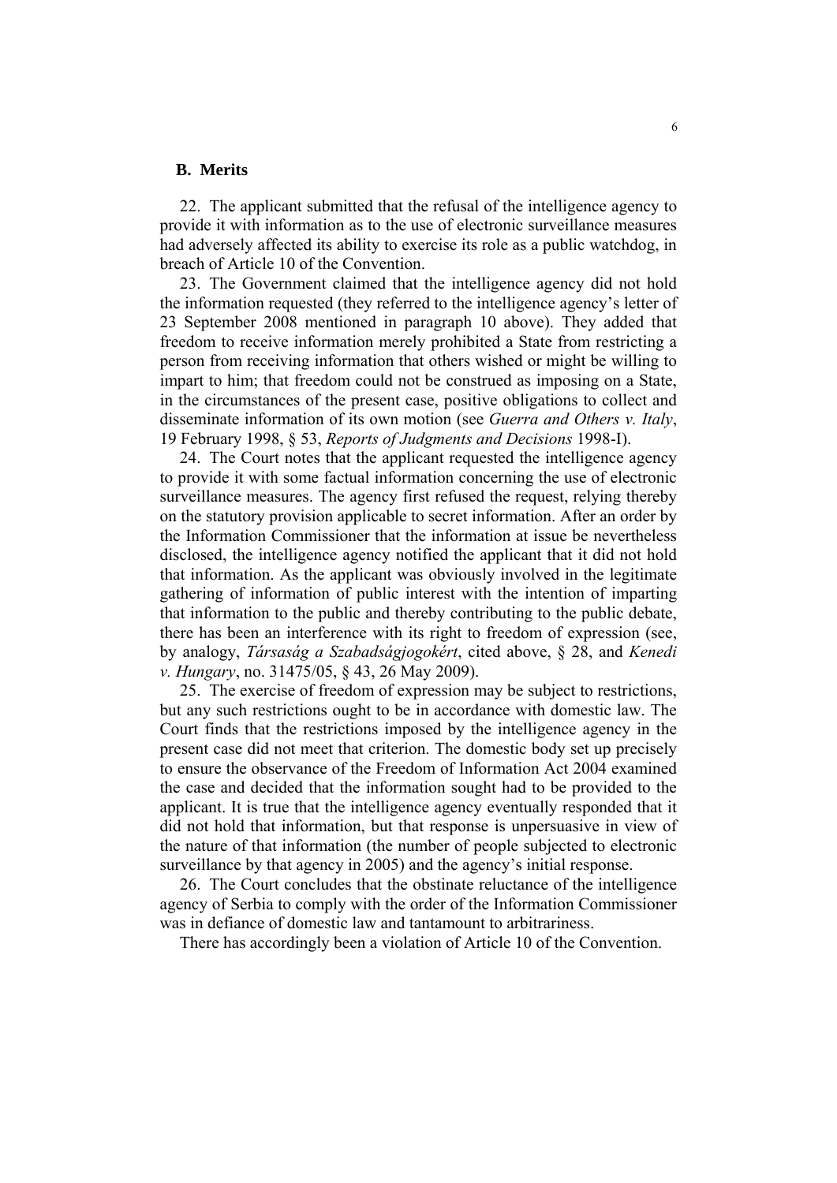## B. Merits

22. The applicant submitted that the refusal of the intelligence agency to provide it with information as to the use of electronic surveillance measures had adversely affected its ability to exercise its role as a public watchdog, in breach of Article 10 of the Convention.

23. The Government claimed that the intelligence agency did not hold the information requested (they referred to the intelligence agency's letter of 23 September 2008 mentioned in paragraph 10 above). They added that freedom to receive information merely prohibited a State from restricting a person from receiving information that others wished or might be willing to impart to him; that freedom could not be construed as imposing on a State, in the circumstances of the present case, positive obligations to collect and disseminate information of its own motion (see *Guerra and Others v. Italy*, 19 February 1998, § 53, *Reports of Judgments and Decisions* 1998-I).

24. The Court notes that the applicant requested the intelligence agency to provide it with some factual information concerning the use of electronic surveillance measures. The agency first refused the request, relying thereby on the statutory provision applicable to secret information. After an order by the Information Commissioner that the information at issue be nevertheless disclosed, the intelligence agency notified the applicant that it did not hold that information. As the applicant was obviously involved in the legitimate gathering of information of public interest with the intention of imparting that information to the public and thereby contributing to the public debate, there has been an interference with its right to freedom of expression (see, by analogy, *Társaság a Szabadságjogokért*, cited above, § 28, and *Kenedi v. Hungary*, no. 31475/05, § 43, 26 May 2009).

25. The exercise of freedom of expression may be subject to restrictions, but any such restrictions ought to be in accordance with domestic law. The Court finds that the restrictions imposed by the intelligence agency in the present case did not meet that criterion. The domestic body set up precisely to ensure the observance of the Freedom of Information Act 2004 examined the case and decided that the information sought had to be provided to the applicant. It is true that the intelligence agency eventually responded that it did not hold that information, but that response is unpersuasive in view of the nature of that information (the number of people subjected to electronic surveillance by that agency in 2005) and the agency's initial response.

26. The Court concludes that the obstinate reluctance of the intelligence agency of Serbia to comply with the order of the Information Commissioner was in defiance of domestic law and tantamount to arbitrariness.

There has accordingly been a violation of Article 10 of the Convention.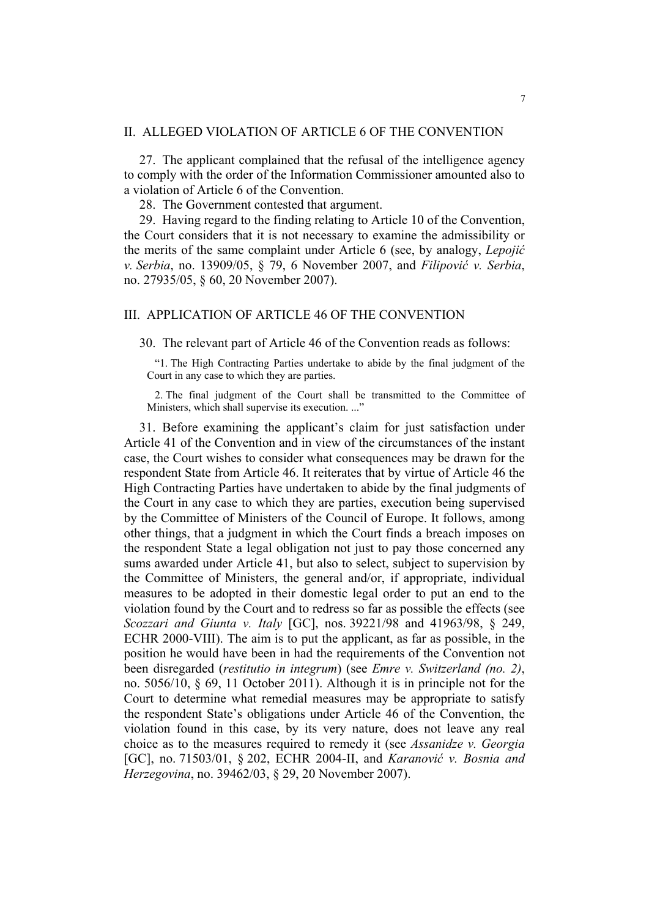## II. ALLEGED VIOLATION OF ARTICLE 6 OF THE CONVENTION

27. The applicant complained that the refusal of the intelligence agency to comply with the order of the Information Commissioner amounted also to a violation of Article 6 of the Convention.

28. The Government contested that argument.

29. Having regard to the finding relating to Article 10 of the Convention, the Court considers that it is not necessary to examine the admissibility or the merits of the same complaint under Article 6 (see, by analogy, *Lepojić v. Serbia*, no. 13909/05, § 79, 6 November 2007, and *Filipović v. Serbia*, no. 27935/05, § 60, 20 November 2007).

## III. APPLICATION OF ARTICLE 46 OF THE CONVENTION

30. The relevant part of Article 46 of the Convention reads as follows:

> "1. The High Contracting Parties undertake to abide by the final judgment of the Court in any case to which they are parties.
>
> 2. The final judgment of the Court shall be transmitted to the Committee of Ministers, which shall supervise its execution. ..."

31. Before examining the applicant's claim for just satisfaction under Article 41 of the Convention and in view of the circumstances of the instant case, the Court wishes to consider what consequences may be drawn for the respondent State from Article 46. It reiterates that by virtue of Article 46 the High Contracting Parties have undertaken to abide by the final judgments of the Court in any case to which they are parties, execution being supervised by the Committee of Ministers of the Council of Europe. It follows, among other things, that a judgment in which the Court finds a breach imposes on the respondent State a legal obligation not just to pay those concerned any sums awarded under Article 41, but also to select, subject to supervision by the Committee of Ministers, the general and/or, if appropriate, individual measures to be adopted in their domestic legal order to put an end to the violation found by the Court and to redress so far as possible the effects (see *Scozzari and Giunta v. Italy* [GC], nos. 39221/98 and 41963/98, § 249, ECHR 2000-VIII). The aim is to put the applicant, as far as possible, in the position he would have been in had the requirements of the Convention not been disregarded (*restitutio in integrum*) (see *Emre v. Switzerland (no. 2)*, no. 5056/10, § 69, 11 October 2011). Although it is in principle not for the Court to determine what remedial measures may be appropriate to satisfy the respondent State's obligations under Article 46 of the Convention, the violation found in this case, by its very nature, does not leave any real choice as to the measures required to remedy it (see *Assanidze v. Georgia* [GC], no. 71503/01, § 202, ECHR 2004-II, and *Karanović v. Bosnia and Herzegovina*, no. 39462/03, § 29, 20 November 2007).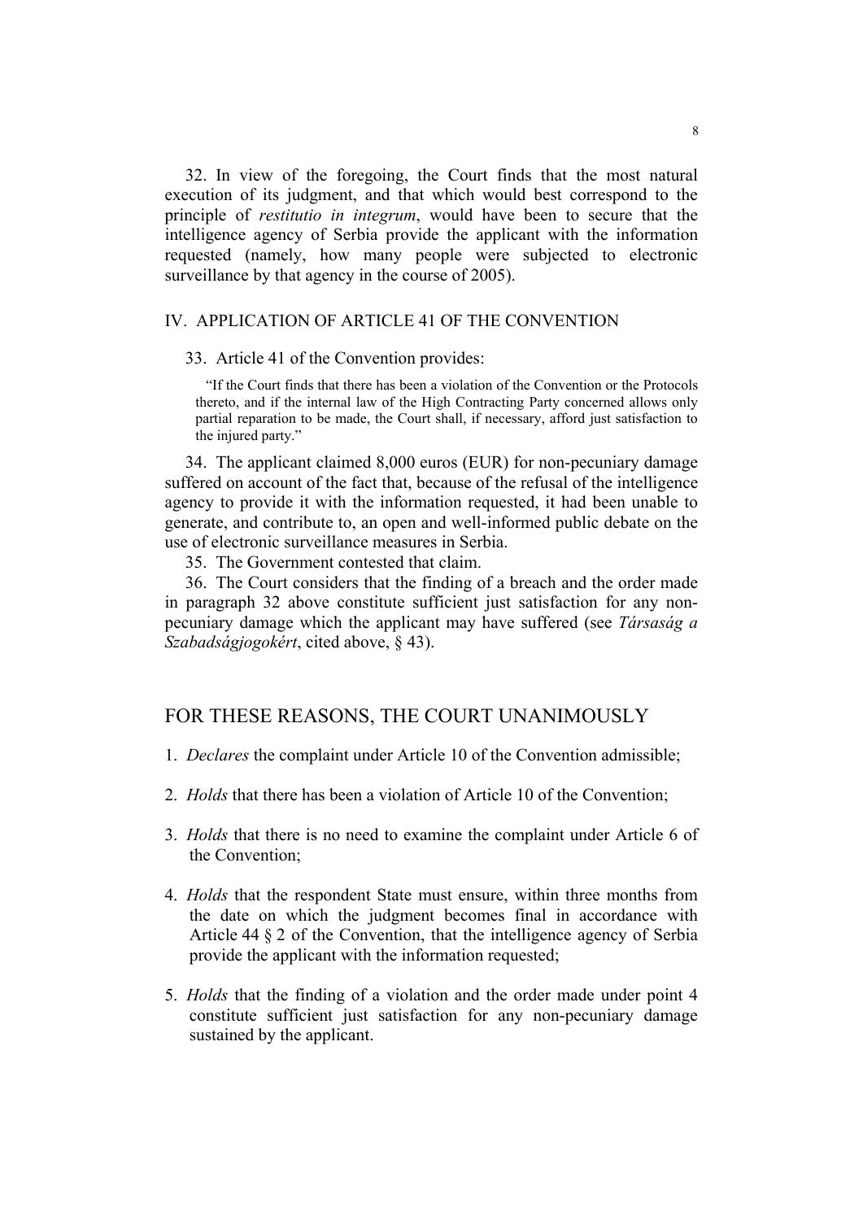32. In view of the foregoing, the Court finds that the most natural execution of its judgment, and that which would best correspond to the principle of *restitutio in integrum*, would have been to secure that the intelligence agency of Serbia provide the applicant with the information requested (namely, how many people were subjected to electronic surveillance by that agency in the course of 2005).

## IV. APPLICATION OF ARTICLE 41 OF THE CONVENTION

33. Article 41 of the Convention provides:

> "If the Court finds that there has been a violation of the Convention or the Protocols thereto, and if the internal law of the High Contracting Party concerned allows only partial reparation to be made, the Court shall, if necessary, afford just satisfaction to the injured party."

34. The applicant claimed 8,000 euros (EUR) for non-pecuniary damage suffered on account of the fact that, because of the refusal of the intelligence agency to provide it with the information requested, it had been unable to generate, and contribute to, an open and well-informed public debate on the use of electronic surveillance measures in Serbia.

35. The Government contested that claim.

36. The Court considers that the finding of a breach and the order made in paragraph 32 above constitute sufficient just satisfaction for any non-pecuniary damage which the applicant may have suffered (see *Társaság a Szabadságjogokért*, cited above, § 43).

## FOR THESE REASONS, THE COURT UNANIMOUSLY

1. *Declares* the complaint under Article 10 of the Convention admissible;

2. *Holds* that there has been a violation of Article 10 of the Convention;

3. *Holds* that there is no need to examine the complaint under Article 6 of the Convention;

4. *Holds* that the respondent State must ensure, within three months from the date on which the judgment becomes final in accordance with Article 44 § 2 of the Convention, that the intelligence agency of Serbia provide the applicant with the information requested;

5. *Holds* that the finding of a violation and the order made under point 4 constitute sufficient just satisfaction for any non-pecuniary damage sustained by the applicant.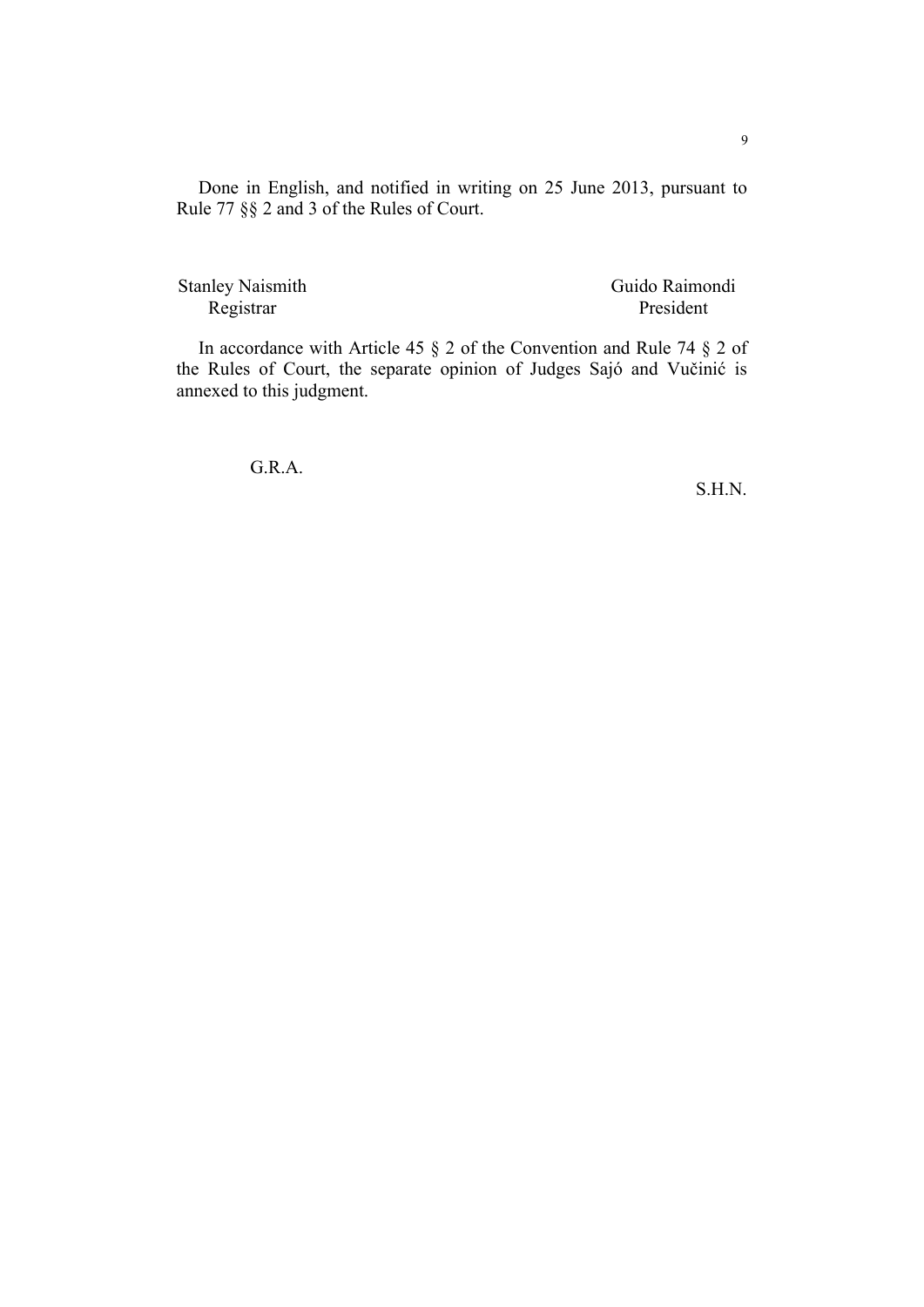Done in English, and notified in writing on 25 June 2013, pursuant to Rule 77 §§ 2 and 3 of the Rules of Court.

| Stanley Naismith | Guido Raimondi |
|---|---|
| Registrar | President |

In accordance with Article 45 § 2 of the Convention and Rule 74 § 2 of the Rules of Court, the separate opinion of Judges Sajó and Vučinić is annexed to this judgment.

G.R.A.

S.H.N.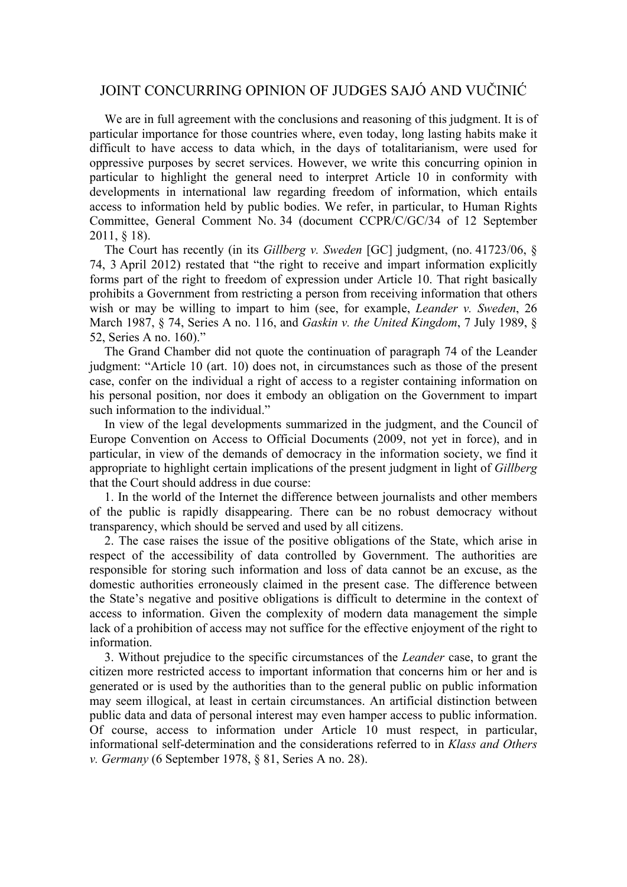# JOINT CONCURRING OPINION OF JUDGES SAJÓ AND VUČINIĆ

We are in full agreement with the conclusions and reasoning of this judgment. It is of particular importance for those countries where, even today, long lasting habits make it difficult to have access to data which, in the days of totalitarianism, were used for oppressive purposes by secret services. However, we write this concurring opinion in particular to highlight the general need to interpret Article 10 in conformity with developments in international law regarding freedom of information, which entails access to information held by public bodies. We refer, in particular, to Human Rights Committee, General Comment No. 34 (document CCPR/C/GC/34 of 12 September 2011, § 18).

The Court has recently (in its *Gillberg v. Sweden* [GC] judgment, (no. 41723/06, § 74, 3 April 2012) restated that "the right to receive and impart information explicitly forms part of the right to freedom of expression under Article 10. That right basically prohibits a Government from restricting a person from receiving information that others wish or may be willing to impart to him (see, for example, *Leander v. Sweden*, 26 March 1987, § 74, Series A no. 116, and *Gaskin v. the United Kingdom*, 7 July 1989, § 52, Series A no. 160)."

The Grand Chamber did not quote the continuation of paragraph 74 of the Leander judgment: "Article 10 (art. 10) does not, in circumstances such as those of the present case, confer on the individual a right of access to a register containing information on his personal position, nor does it embody an obligation on the Government to impart such information to the individual."

In view of the legal developments summarized in the judgment, and the Council of Europe Convention on Access to Official Documents (2009, not yet in force), and in particular, in view of the demands of democracy in the information society, we find it appropriate to highlight certain implications of the present judgment in light of *Gillberg* that the Court should address in due course:

1. In the world of the Internet the difference between journalists and other members of the public is rapidly disappearing. There can be no robust democracy without transparency, which should be served and used by all citizens.

2. The case raises the issue of the positive obligations of the State, which arise in respect of the accessibility of data controlled by Government. The authorities are responsible for storing such information and loss of data cannot be an excuse, as the domestic authorities erroneously claimed in the present case. The difference between the State's negative and positive obligations is difficult to determine in the context of access to information. Given the complexity of modern data management the simple lack of a prohibition of access may not suffice for the effective enjoyment of the right to information.

3. Without prejudice to the specific circumstances of the *Leander* case, to grant the citizen more restricted access to important information that concerns him or her and is generated or is used by the authorities than to the general public on public information may seem illogical, at least in certain circumstances. An artificial distinction between public data and data of personal interest may even hamper access to public information. Of course, access to information under Article 10 must respect, in particular, informational self-determination and the considerations referred to in *Klass and Others v. Germany* (6 September 1978, § 81, Series A no. 28).